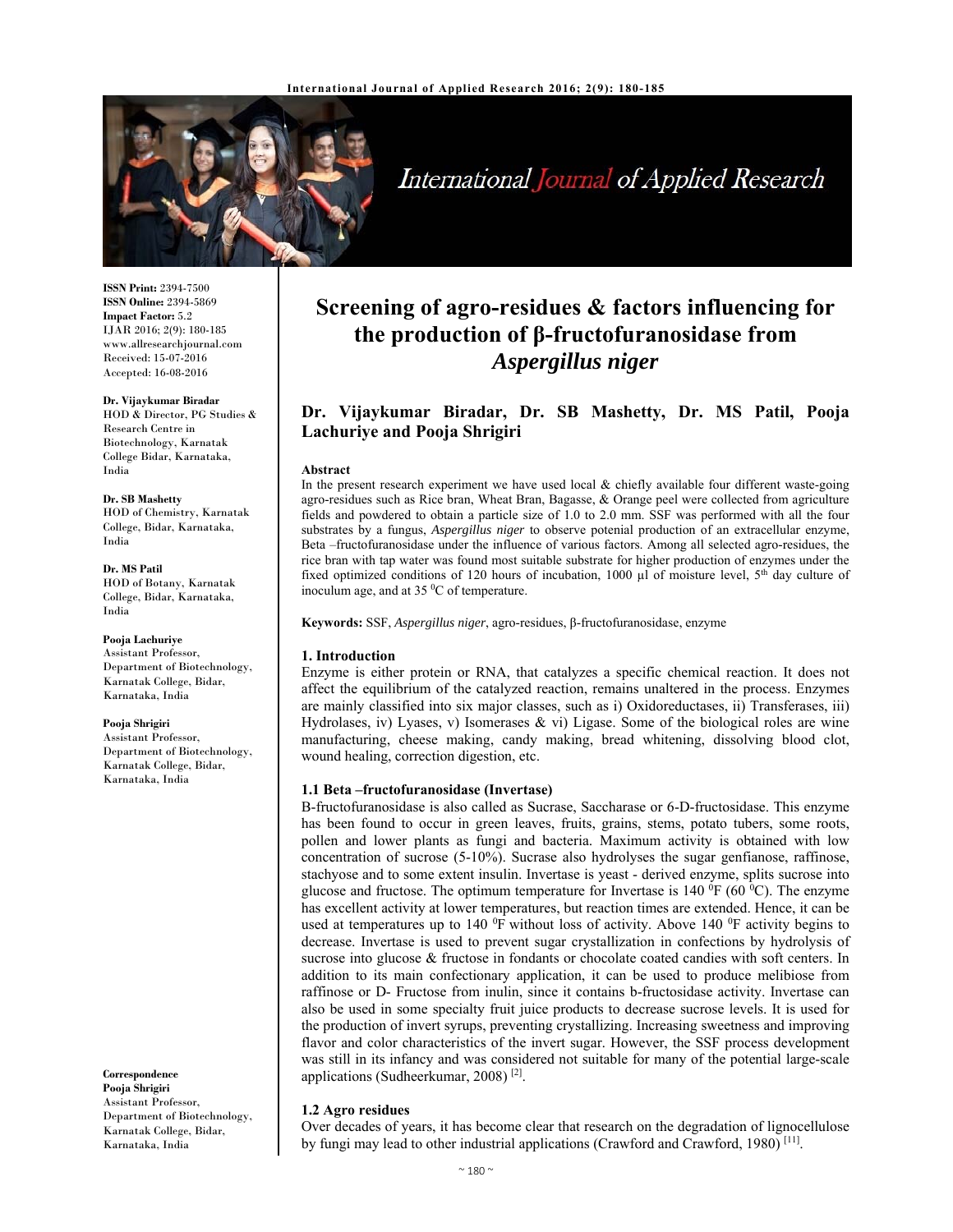# Screening of agro-residues & factors influencing for the production of β-fructofuranosidase from *Aspergillus niger*

**Dr. Vijaykumar Biradar, Dr. SB Mashetty, Dr. MS Patil, Pooja Lachuriye and Pooja Shrigiri**

**ISSN Print:** 2394-7500
**ISSN Online:** 2394-5869
**Impact Factor:** 5.2
IJAR 2016; 2(9): 180-185
www.allresearchjournal.com
Received: 15-07-2016
Accepted: 16-08-2016

**Dr. Vijaykumar Biradar**
HOD & Director, PG Studies & Research Centre in Biotechnology, Karnatak College Bidar, Karnataka, India

**Dr. SB Mashetty**
HOD of Chemistry, Karnatak College, Bidar, Karnataka, India

**Dr. MS Patil**
HOD of Botany, Karnatak College, Bidar, Karnataka, India

**Pooja Lachuriye**
Assistant Professor, Department of Biotechnology, Karnatak College, Bidar, Karnataka, India

**Pooja Shrigiri**
Assistant Professor, Department of Biotechnology, Karnatak College, Bidar, Karnataka, India

**Correspondence**
**Pooja Shrigiri**
Assistant Professor, Department of Biotechnology, Karnatak College, Bidar, Karnataka, India

### Abstract

In the present research experiment we have used local & chiefly available four different waste-going agro-residues such as Rice bran, Wheat Bran, Bagasse, & Orange peel were collected from agriculture fields and powdered to obtain a particle size of 1.0 to 2.0 mm. SSF was performed with all the four substrates by a fungus, *Aspergillus niger* to observe potenial production of an extracellular enzyme, Beta –fructofuranosidase under the influence of various factors. Among all selected agro-residues, the rice bran with tap water was found most suitable substrate for higher production of enzymes under the fixed optimized conditions of 120 hours of incubation, 1000 µl of moisture level, $5^{th}$ day culture of inoculum age, and at 35 $^{0}$C of temperature.

**Keywords:** SSF, *Aspergillus niger*, agro-residues, β-fructofuranosidase, enzyme

## 1. Introduction

Enzyme is either protein or RNA, that catalyzes a specific chemical reaction. It does not affect the equilibrium of the catalyzed reaction, remains unaltered in the process. Enzymes are mainly classified into six major classes, such as i) Oxidoreductases, ii) Transferases, iii) Hydrolases, iv) Lyases, v) Isomerases & vi) Ligase. Some of the biological roles are wine manufacturing, cheese making, candy making, bread whitening, dissolving blood clot, wound healing, correction digestion, etc.

### 1.1 Beta –fructofuranosidase (Invertase)

B-fructofuranosidase is also called as Sucrase, Saccharase or 6-D-fructosidase. This enzyme has been found to occur in green leaves, fruits, grains, stems, potato tubers, some roots, pollen and lower plants as fungi and bacteria. Maximum activity is obtained with low concentration of sucrose (5-10%). Sucrase also hydrolyses the sugar genfianose, raffinose, stachyose and to some extent insulin. Invertase is yeast - derived enzyme, splits sucrose into glucose and fructose. The optimum temperature for Invertase is 140 $^{0}$F (60 $^{0}$C). The enzyme has excellent activity at lower temperatures, but reaction times are extended. Hence, it can be used at temperatures up to 140 $^{0}$F without loss of activity. Above 140 $^{0}$F activity begins to decrease. Invertase is used to prevent sugar crystallization in confections by hydrolysis of sucrose into glucose & fructose in fondants or chocolate coated candies with soft centers. In addition to its main confectionary application, it can be used to produce melibiose from raffinose or D- Fructose from inulin, since it contains b-fructosidase activity. Invertase can also be used in some specialty fruit juice products to decrease sucrose levels. It is used for the production of invert syrups, preventing crystallizing. Increasing sweetness and improving flavor and color characteristics of the invert sugar. However, the SSF process development was still in its infancy and was considered not suitable for many of the potential large-scale applications (Sudheerkumar, 2008) [2].

### 1.2 Agro residues

Over decades of years, it has become clear that research on the degradation of lignocellulose by fungi may lead to other industrial applications (Crawford and Crawford, 1980) [11].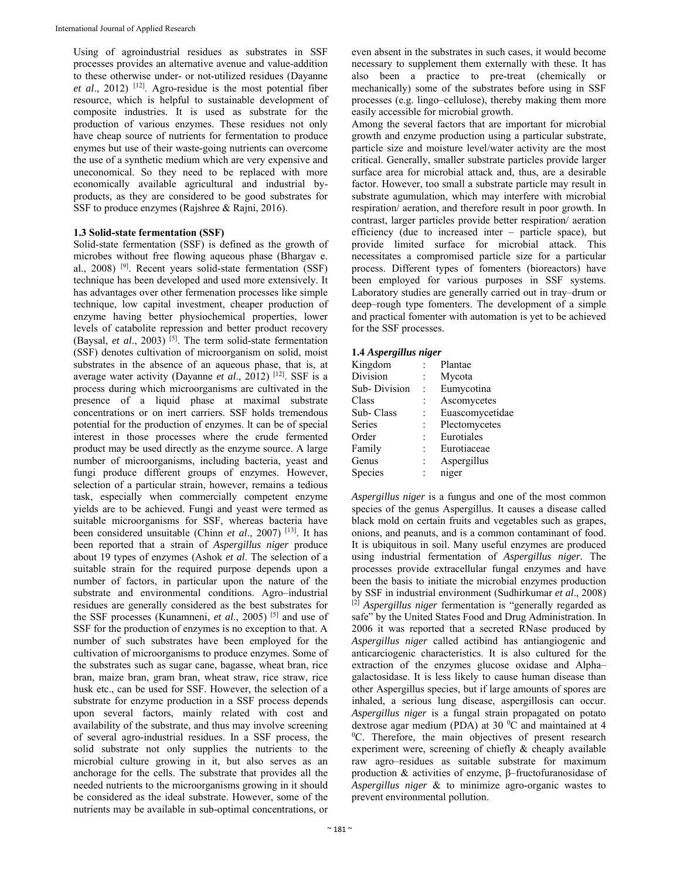Using of agroindustrial residues as substrates in SSF processes provides an alternative avenue and value-addition to these otherwise under- or not-utilized residues (Dayanne *et al*., 2012) [12]. Agro-residue is the most potential fiber resource, which is helpful to sustainable development of composite industries. It is used as substrate for the production of various enzymes. These residues not only have cheap source of nutrients for fermentation to produce enymes but use of their waste-going nutrients can overcome the use of a synthetic medium which are very expensive and uneconomical. So they need to be replaced with more economically available agricultural and industrial by-products, as they are considered to be good substrates for SSF to produce enzymes (Rajshree & Rajni, 2016).

### 1.3 Solid-state fermentation (SSF)

Solid-state fermentation (SSF) is defined as the growth of microbes without free flowing aqueous phase (Bhargav e. al., 2008) [9]. Recent years solid-state fermentation (SSF) technique has been developed and used more extensively. It has advantages over other fermenation processes like simple technique, low capital investment, cheaper production of enzyme having better physiochemical properties, lower levels of catabolite repression and better product recovery (Baysal, *et al*., 2003) [5]. The term solid-state fermentation (SSF) denotes cultivation of microorganism on solid, moist substrates in the absence of an aqueous phase, that is, at average water activity (Dayanne *et al*., 2012) [12]. SSF is a process during which microorganisms are cultivated in the presence of a liquid phase at maximal substrate concentrations or on inert carriers. SSF holds tremendous potential for the production of enzymes. lt can be of special interest in those processes where the crude fermented product may be used directly as the enzyme source. A large number of microorganisms, including bacteria, yeast and fungi produce different groups of enzymes. However, selection of a particular strain, however, remains a tedious task, especially when commercially competent enzyme yields are to be achieved. Fungi and yeast were termed as suitable microorganisms for SSF, whereas bacteria have been considered unsuitable (Chinn *et al*., 2007) [13]. It has been reported that a strain of *Aspergillus niger* produce about 19 types of enzymes (Ashok *et al*. The selection of a suitable strain for the required purpose depends upon a number of factors, in particular upon the nature of the substrate and environmental conditions. Agro–industrial residues are generally considered as the best substrates for the SSF processes (Kunamneni, *et al*., 2005) [5] and use of SSF for the production of enzymes is no exception to that. A number of such substrates have been employed for the cultivation of microorganisms to produce enzymes. Some of the substrates such as sugar cane, bagasse, wheat bran, rice bran, maize bran, gram bran, wheat straw, rice straw, rice husk etc., can be used for SSF. However, the selection of a substrate for enzyme production in a SSF process depends upon several factors, mainly related with cost and availability of the substrate, and thus may involve screening of several agro-industrial residues. In a SSF process, the solid substrate not only supplies the nutrients to the microbial culture growing in it, but also serves as an anchorage for the cells. The substrate that provides all the needed nutrients to the microorganisms growing in it should be considered as the ideal substrate. However, some of the nutrients may be available in sub-optimal concentrations, or even absent in the substrates in such cases, it would become necessary to supplement them externally with these. It has also been a practice to pre-treat (chemically or mechanically) some of the substrates before using in SSF processes (e.g. lingo–cellulose), thereby making them more easily accessible for microbial growth.

Among the several factors that are important for microbial growth and enzyme production using a particular substrate, particle size and moisture level/water activity are the most critical. Generally, smaller substrate particles provide larger surface area for microbial attack and, thus, are a desirable factor. However, too small a substrate particle may result in substrate agumulation, which may interfere with microbial respiration/ aeration, and therefore result in poor growth. In contrast, larger particles provide better respiration/ aeration efficiency (due to increased inter – particle space), but provide limited surface for microbial attack. This necessitates a compromised particle size for a particular process. Different types of fomenters (bioreactors) have been employed for various purposes in SSF systems. Laboratory studies are generally carried out in tray–drum or deep–rough type fomenters. The development of a simple and practical fomenter with automation is yet to be achieved for the SSF processes.

### 1.4 *Aspergillus niger*

| | | |
|---|---|---|
| Kingdom | : | Plantae |
| Division | : | Mycota |
| Sub- Division | : | Eumycotina |
| Class | : | Ascomycetes |
| Sub- Class | : | Euascomycetidae |
| Series | : | Plectomycetes |
| Order | : | Eurotiales |
| Family | : | Eurotiaceae |
| Genus | : | Aspergillus |
| Species | : | niger |

*Aspergillus niger* is a fungus and one of the most common species of the genus Aspergillus. It causes a disease called black mold on certain fruits and vegetables such as grapes, onions, and peanuts, and is a common contaminant of food. It is ubiquitous in soil. Many useful enzymes are produced using industrial fermentation of *Aspergillus niger.* The processes provide extracellular fungal enzymes and have been the basis to initiate the microbial enzymes production by SSF in industrial environment (Sudhirkumar *et al*., 2008) [2] *Aspergillus niger* fermentation is "generally regarded as safe" by the United States Food and Drug Administration. In 2006 it was reported that a secreted RNase produced by *Aspergillus niger* called actibind has antiangiogenic and anticarciogenic characteristics. It is also cultured for the extraction of the enzymes glucose oxidase and Alpha–galactosidase. It is less likely to cause human disease than other Aspergillus species, but if large amounts of spores are inhaled, a serious lung disease, aspergillosis can occur. *Aspergillus niger* is a fungal strain propagated on potato dextrose agar medium (PDA) at 30 $^0$C and maintained at 4 $^0$C. Therefore, the main objectives of present research experiment were, screening of chiefly & cheaply available raw agro–residues as suitable substrate for maximum production & activities of enzyme, β–fructofuranosidase of *Aspergillus niger* & to minimize agro-organic wastes to prevent environmental pollution.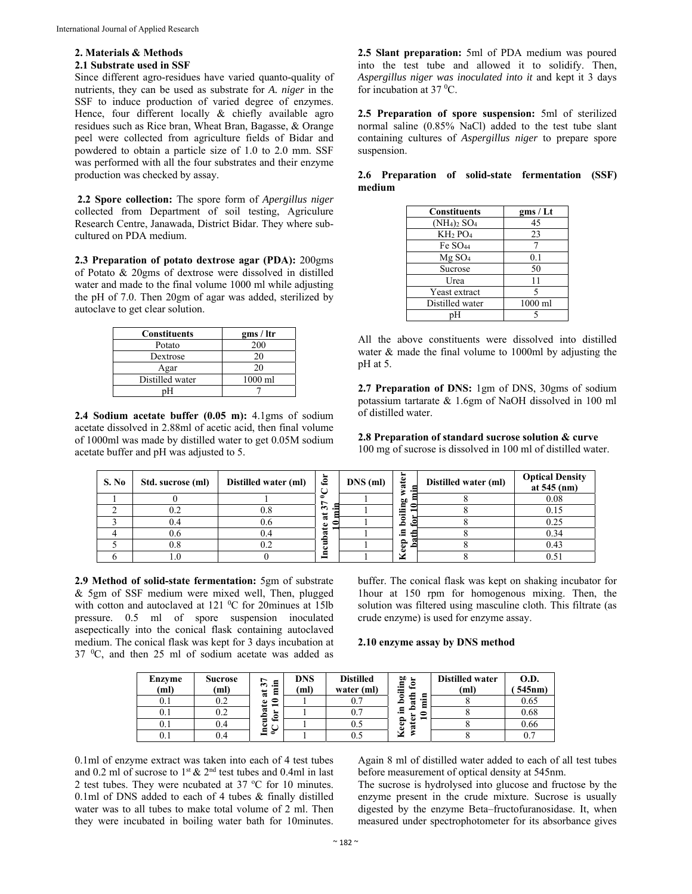## 2. Materials & Methods

### 2.1 Substrate used in SSF

Since different agro-residues have varied quanto-quality of nutrients, they can be used as substrate for *A. niger* in the SSF to induce production of varied degree of enzymes. Hence, four different locally & chiefly available agro residues such as Rice bran, Wheat Bran, Bagasse, & Orange peel were collected from agriculture fields of Bidar and powdered to obtain a particle size of 1.0 to 2.0 mm. SSF was performed with all the four substrates and their enzyme production was checked by assay.

**2.2 Spore collection:** The spore form of *Apergillus niger* collected from Department of soil testing, Agriculure Research Centre, Janawada, District Bidar. They where sub-cultured on PDA medium.

**2.3 Preparation of potato dextrose agar (PDA):** 200gms of Potato & 20gms of dextrose were dissolved in distilled water and made to the final volume 1000 ml while adjusting the pH of 7.0. Then 20gm of agar was added, sterilized by autoclave to get clear solution.

| Constituents | gms / ltr |
|---|---|
| Potato | 200 |
| Dextrose | 20 |
| Agar | 20 |
| Distilled water | 1000 ml |
| pH | 7 |

**2.4 Sodium acetate buffer (0.05 m):** 4.1gms of sodium acetate dissolved in 2.88ml of acetic acid, then final volume of 1000ml was made by distilled water to get 0.05M sodium acetate buffer and pH was adjusted to 5.

**2.5 Slant preparation:** 5ml of PDA medium was poured into the test tube and allowed it to solidify. Then, *Aspergillus niger was inoculated into it* and kept it 3 days for incubation at 37 $^{0}$C.

**2.5 Preparation of spore suspension:** 5ml of sterilized normal saline (0.85% NaCl) added to the test tube slant containing cultures of *Aspergillus niger* to prepare spore suspension.

**2.6 Preparation of solid-state fermentation (SSF) medium**

| Constituents | gms / Lt |
|---|---|
| $(NH_4)_2 SO_4$ | 45 |
| $KH_2 PO_4$ | 23 |
| $Fe SO_{44}$ | 7 |
| $Mg SO_4$ | 0.1 |
| Sucrose | 50 |
| Urea | 11 |
| Yeast extract | 5 |
| Distilled water | 1000 ml |
| pH | 5 |

All the above constituents were dissolved into distilled water & made the final volume to 1000ml by adjusting the pH at 5.

**2.7 Preparation of DNS:** 1gm of DNS, 30gms of sodium potassium tartarate & 1.6gm of NaOH dissolved in 100 ml of distilled water.

**2.8 Preparation of standard sucrose solution & curve**

100 mg of sucrose is dissolved in 100 ml of distilled water.

| S. No | Std. sucrose (ml) | Distilled water (ml) | Incubate at 37 $^{0}$C for 10 min | DNS (ml) | Keep in boiling water bath for 10 min | Distilled water (ml) | Optical Density at 545 (nm) |
|---|---|---|---|---|---|---|---|
| 1 | 0 | 1 | | 1 | | 8 | 0.08 |
| 2 | 0.2 | 0.8 | | 1 | | 8 | 0.15 |
| 3 | 0.4 | 0.6 | | 1 | | 8 | 0.25 |
| 4 | 0.6 | 0.4 | | 1 | | 8 | 0.34 |
| 5 | 0.8 | 0.2 | | 1 | | 8 | 0.43 |
| 6 | 1.0 | 0 | | 1 | | 8 | 0.51 |

**2.9 Method of solid-state fermentation:** 5gm of substrate & 5gm of SSF medium were mixed well, Then, plugged with cotton and autoclaved at 121 $^{0}$C for 20minues at 15lb pressure. 0.5 ml of spore suspension inoculated asepectically into the conical flask containing autoclaved medium. The conical flask was kept for 3 days incubation at 37 $^{0}$C, and then 25 ml of sodium acetate was added as buffer. The conical flask was kept on shaking incubator for 1hour at 150 rpm for homogenous mixing. Then, the solution was filtered using masculine cloth. This filtrate (as crude enzyme) is used for enzyme assay.

**2.10 enzyme assay by DNS method**

| Enzyme (ml) | Sucrose (ml) | Incubate at 37 $^{0}$C for 10 min | DNS (ml) | Distilled water (ml) | Keep in boiling water bath for 10 min | Distilled water (ml) | O.D. (545nm) |
|---|---|---|---|---|---|---|---|
| 0.1 | 0.2 | | 1 | 0.7 | | 8 | 0.65 |
| 0.1 | 0.2 | | 1 | 0.7 | | 8 | 0.68 |
| 0.1 | 0.4 | | 1 | 0.5 | | 8 | 0.66 |
| 0.1 | 0.4 | | 1 | 0.5 | | 8 | 0.7 |

0.1ml of enzyme extract was taken into each of 4 test tubes and 0.2 ml of sucrose to 1$^{st}$ & 2$^{nd}$ test tubes and 0.4ml in last 2 test tubes. They were ncubated at 37 °C for 10 minutes. 0.1ml of DNS added to each of 4 tubes & finally distilled water was to all tubes to make total volume of 2 ml. Then they were incubated in boiling water bath for 10minutes. Again 8 ml of distilled water added to each of all test tubes before measurement of optical density at 545nm.

The sucrose is hydrolysed into glucose and fructose by the enzyme present in the crude mixture. Sucrose is usually digested by the enzyme Beta–fructofuranosidase. It, when measured under spectrophotometer for its absorbance gives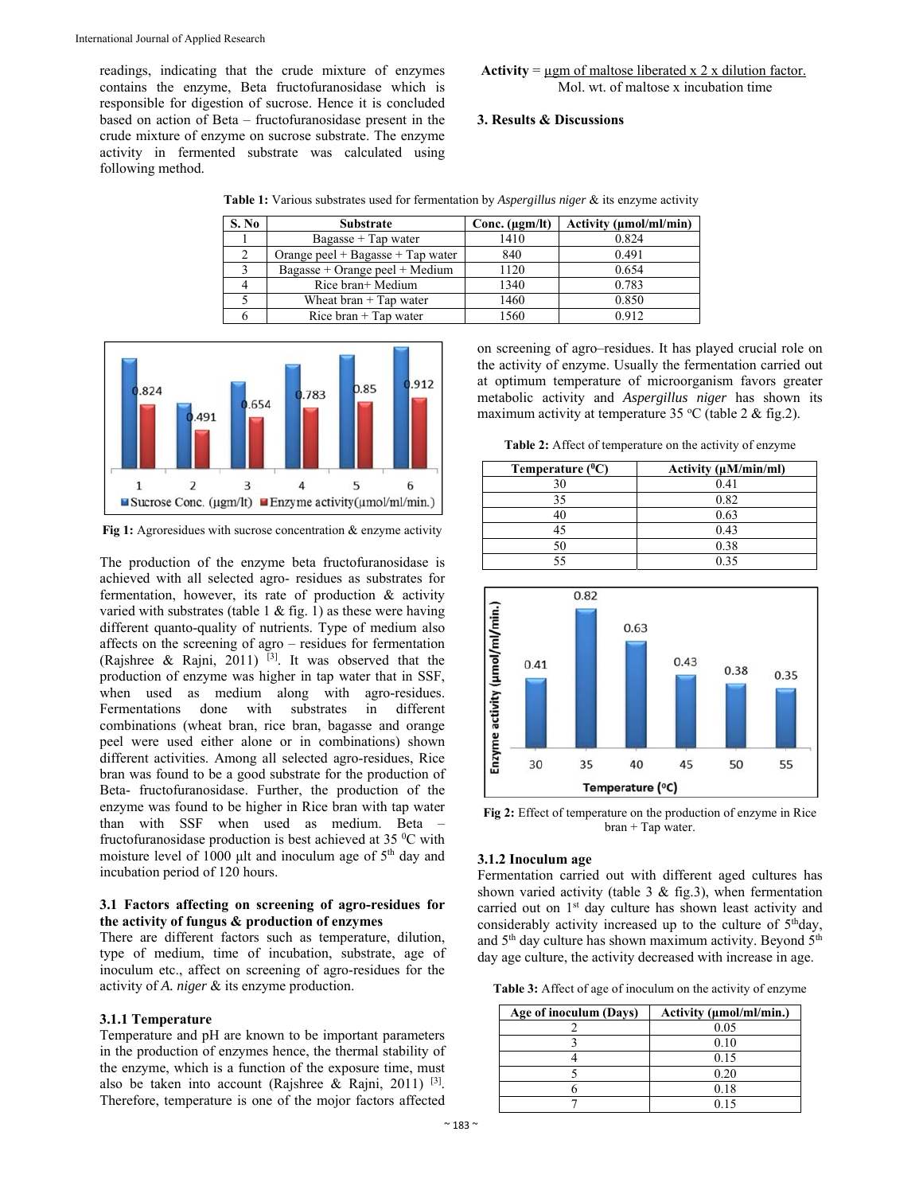readings, indicating that the crude mixture of enzymes contains the enzyme, Beta fructofuranosidase which is responsible for digestion of sucrose. Hence it is concluded based on action of Beta – fructofuranosidase present in the crude mixture of enzyme on sucrose substrate. The enzyme activity in fermented substrate was calculated using following method.

**Activity** = $\frac{\mu\text{gm of maltose liberated} \times 2 \times \text{dilution factor.}}{\text{Mol. wt. of maltose} \times \text{incubation time}}$

## 3. Results & Discussions

**Table 1:** Various substrates used for fermentation by *Aspergillus niger* & its enzyme activity

| S. No | Substrate | Conc. (µgm/lt) | Activity (µmol/ml/min) |
|---|---|---|---|
| 1 | Bagasse + Tap water | 1410 | 0.824 |
| 2 | Orange peel + Bagasse + Tap water | 840 | 0.491 |
| 3 | Bagasse + Orange peel + Medium | 1120 | 0.654 |
| 4 | Rice bran+ Medium | 1340 | 0.783 |
| 5 | Wheat bran + Tap water | 1460 | 0.850 |
| 6 | Rice bran + Tap water | 1560 | 0.912 |

**Fig 1:** Agroresidues with sucrose concentration & enzyme activity

The production of the enzyme beta fructofuranosidase is achieved with all selected agro- residues as substrates for fermentation, however, its rate of production & activity varied with substrates (table 1 & fig. 1) as these were having different quanto-quality of nutrients. Type of medium also affects on the screening of agro – residues for fermentation (Rajshree & Rajni, 2011) [3]. It was observed that the production of enzyme was higher in tap water that in SSF, when used as medium along with agro-residues. Fermentations done with substrates in different combinations (wheat bran, rice bran, bagasse and orange peel were used either alone or in combinations) shown different activities. Among all selected agro-residues, Rice bran was found to be a good substrate for the production of Beta- fructofuranosidase. Further, the production of the enzyme was found to be higher in Rice bran with tap water than with SSF when used as medium. Beta – fructofuranosidase production is best achieved at 35 $^0$C with moisture level of 1000 µlt and inoculum age of 5$^{th}$ day and incubation period of 120 hours.

### 3.1 Factors affecting on screening of agro-residues for the activity of fungus & production of enzymes

There are different factors such as temperature, dilution, type of medium, time of incubation, substrate, age of inoculum etc., affect on screening of agro-residues for the activity of *A. niger* & its enzyme production.

#### 3.1.1 Temperature

Temperature and pH are known to be important parameters in the production of enzymes hence, the thermal stability of the enzyme, which is a function of the exposure time, must also be taken into account (Rajshree & Rajni, 2011) [3]. Therefore, temperature is one of the mojor factors affected on screening of agro–residues. It has played crucial role on the activity of enzyme. Usually the fermentation carried out at optimum temperature of microorganism favors greater metabolic activity and *Aspergillus niger* has shown its maximum activity at temperature 35 $^o$C (table 2 & fig.2).

**Table 2:** Affect of temperature on the activity of enzyme

| Temperature ($^0$C) | Activity (µM/min/ml) |
|---|---|
| 30 | 0.41 |
| 35 | 0.82 |
| 40 | 0.63 |
| 45 | 0.43 |
| 50 | 0.38 |
| 55 | 0.35 |

**Fig 2:** Effect of temperature on the production of enzyme in Rice bran + Tap water.

#### 3.1.2 Inoculum age

Fermentation carried out with different aged cultures has shown varied activity (table 3 & fig.3), when fermentation carried out on 1$^{st}$ day culture has shown least activity and considerably activity increased up to the culture of 5$^{th}$day, and 5$^{th}$ day culture has shown maximum activity. Beyond 5$^{th}$ day age culture, the activity decreased with increase in age.

**Table 3:** Affect of age of inoculum on the activity of enzyme

| Age of inoculum (Days) | Activity (µmol/ml/min.) |
|---|---|
| 2 | 0.05 |
| 3 | 0.10 |
| 4 | 0.15 |
| 5 | 0.20 |
| 6 | 0.18 |
| 7 | 0.15 |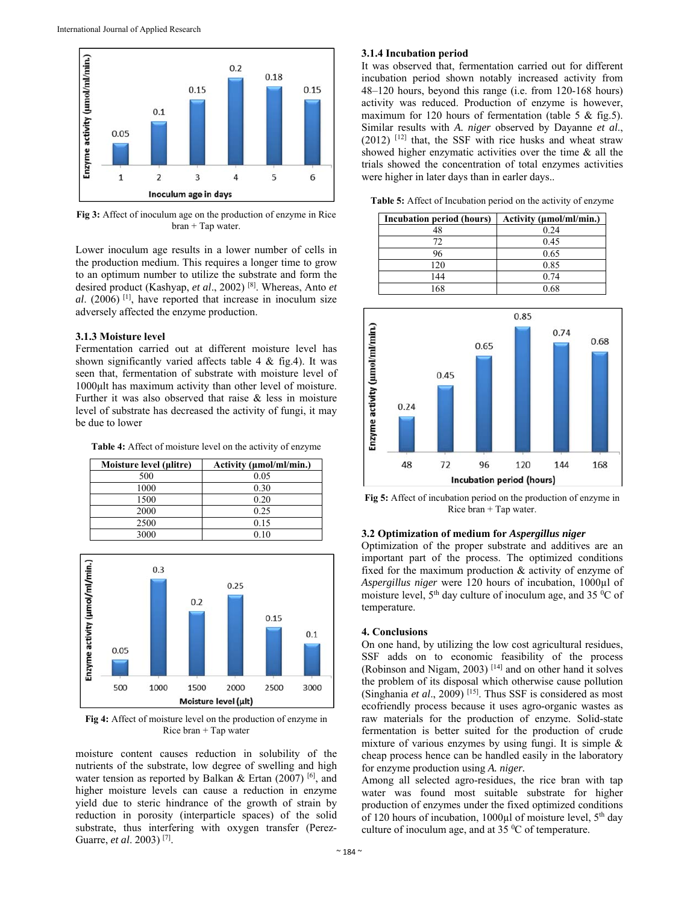Fig 3: Affect of inoculum age on the production of enzyme in Rice bran + Tap water.

Lower inoculum age results in a lower number of cells in the production medium. This requires a longer time to grow to an optimum number to utilize the substrate and form the desired product (Kashyap, *et al*., 2002) [8]. Whereas, Anto *et al*. (2006) [1], have reported that increase in inoculum size adversely affected the enzyme production.

### 3.1.3 Moisture level

Fermentation carried out at different moisture level has shown significantly varied affects table 4 & fig.4). It was seen that, fermentation of substrate with moisture level of 1000µlt has maximum activity than other level of moisture. Further it was also observed that raise & less in moisture level of substrate has decreased the activity of fungi, it may be due to lower moisture content causes reduction in solubility of the nutrients of the substrate, low degree of swelling and high water tension as reported by Balkan & Ertan (2007) [6], and higher moisture levels can cause a reduction in enzyme yield due to steric hindrance of the growth of strain by reduction in porosity (interparticle spaces) of the solid substrate, thus interfering with oxygen transfer (Perez-Guarre, *et al*. 2003) [7].

**Table 4:** Affect of moisture level on the activity of enzyme

| Moisture level (µlitre) | Activity (µmol/ml/min.) |
|---|---|
| 500 | 0.05 |
| 1000 | 0.30 |
| 1500 | 0.20 |
| 2000 | 0.25 |
| 2500 | 0.15 |
| 3000 | 0.10 |

Fig 4: Affect of moisture level on the production of enzyme in Rice bran + Tap water

### 3.1.4 Incubation period

It was observed that, fermentation carried out for different incubation period shown notably increased activity from 48–120 hours, beyond this range (i.e. from 120-168 hours) activity was reduced. Production of enzyme is however, maximum for 120 hours of fermentation (table 5 & fig.5). Similar results with *A. niger* observed by Dayanne *et al*., (2012) [12] that, the SSF with rice husks and wheat straw showed higher enzymatic activities over the time & all the trials showed the concentration of total enzymes activities were higher in later days than in earler days..

**Table 5:** Affect of Incubation period on the activity of enzyme

| Incubation period (hours) | Activity (µmol/ml/min.) |
|---|---|
| 48 | 0.24 |
| 72 | 0.45 |
| 96 | 0.65 |
| 120 | 0.85 |
| 144 | 0.74 |
| 168 | 0.68 |

Fig 5: Affect of incubation period on the production of enzyme in Rice bran + Tap water.

### 3.2 Optimization of medium for *Aspergillus niger*

Optimization of the proper substrate and additives are an important part of the process. The optimized conditions fixed for the maximum production & activity of enzyme of *Aspergillus niger* were 120 hours of incubation, 1000µl of moisture level, 5th day culture of inoculum age, and 35 $^0$C of temperature.

## 4. Conclusions

On one hand, by utilizing the low cost agricultural residues, SSF adds on to economic feasibility of the process (Robinson and Nigam, 2003) [14] and on other hand it solves the problem of its disposal which otherwise cause pollution (Singhania *et al*., 2009) [15]. Thus SSF is considered as most ecofriendly process because it uses agro-organic wastes as raw materials for the production of enzyme. Solid-state fermentation is better suited for the production of crude mixture of various enzymes by using fungi. It is simple & cheap process hence can be handled easily in the laboratory for enzyme production using *A. niger.*

Among all selected agro-residues, the rice bran with tap water was found most suitable substrate for higher production of enzymes under the fixed optimized conditions of 120 hours of incubation, 1000µl of moisture level, 5th day culture of inoculum age, and at 35 $^0$C of temperature.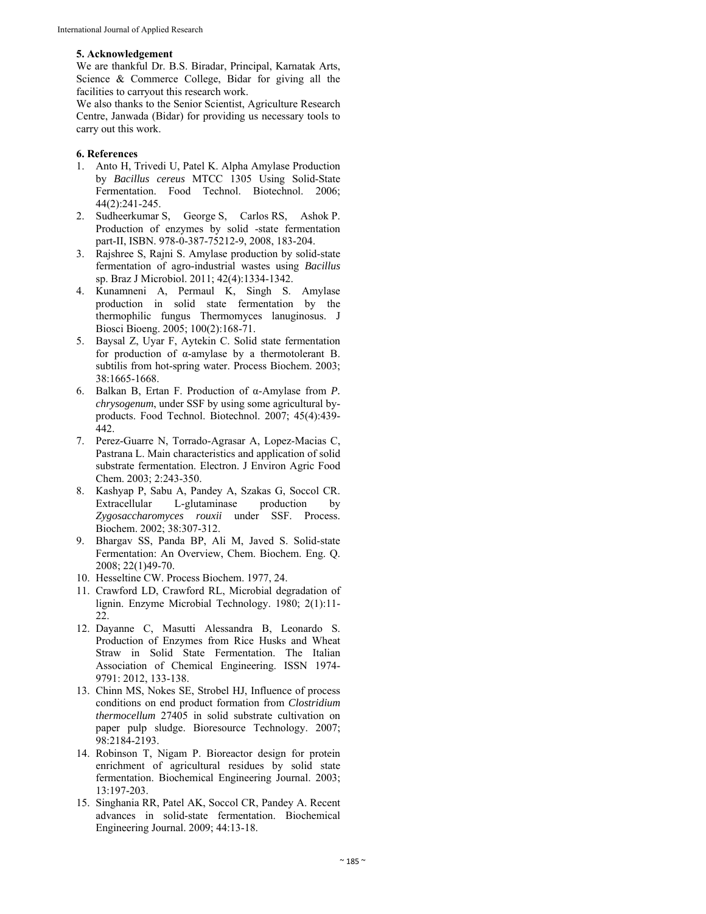### 5. Acknowledgement

We are thankful Dr. B.S. Biradar, Principal, Karnatak Arts, Science & Commerce College, Bidar for giving all the facilities to carryout this research work.

We also thanks to the Senior Scientist, Agriculture Research Centre, Janwada (Bidar) for providing us necessary tools to carry out this work.

### 6. References

1. Anto H, Trivedi U, Patel K. Alpha Amylase Production by *Bacillus cereus* MTCC 1305 Using Solid-State Fermentation. Food Technol. Biotechnol. 2006; 44(2):241-245.
2. Sudheerkumar S, George S, Carlos RS, Ashok P. Production of enzymes by solid -state fermentation part-II, ISBN. 978-0-387-75212-9, 2008, 183-204.
3. Rajshree S, Rajni S. Amylase production by solid-state fermentation of agro-industrial wastes using *Bacillus* sp. Braz J Microbiol. 2011; 42(4):1334-1342.
4. Kunamneni A, Permaul K, Singh S. Amylase production in solid state fermentation by the thermophilic fungus Thermomyces lanuginosus. J Biosci Bioeng. 2005; 100(2):168-71.
5. Baysal Z, Uyar F, Aytekin C. Solid state fermentation for production of α-amylase by a thermotolerant B. subtilis from hot-spring water. Process Biochem. 2003; 38:1665-1668.
6. Balkan B, Ertan F. Production of α-Amylase from *P. chrysogenum*, under SSF by using some agricultural by-products. Food Technol. Biotechnol. 2007; 45(4):439-442.
7. Perez-Guarre N, Torrado-Agrasar A, Lopez-Macias C, Pastrana L. Main characteristics and application of solid substrate fermentation. Electron. J Environ Agric Food Chem. 2003; 2:243-350.
8. Kashyap P, Sabu A, Pandey A, Szakas G, Soccol CR. Extracellular L-glutaminase production by *Zygosaccharomyces rouxii* under SSF. Process. Biochem. 2002; 38:307-312.
9. Bhargav SS, Panda BP, Ali M, Javed S. Solid-state Fermentation: An Overview, Chem. Biochem. Eng. Q. 2008; 22(1)49-70.
10. Hesseltine CW. Process Biochem. 1977, 24.
11. Crawford LD, Crawford RL, Microbial degradation of lignin. Enzyme Microbial Technology. 1980; 2(1):11-22.
12. Dayanne C, Masutti Alessandra B, Leonardo S. Production of Enzymes from Rice Husks and Wheat Straw in Solid State Fermentation. The Italian Association of Chemical Engineering. ISSN 1974-9791: 2012, 133-138.
13. Chinn MS, Nokes SE, Strobel HJ, Influence of process conditions on end product formation from *Clostridium thermocellum* 27405 in solid substrate cultivation on paper pulp sludge. Bioresource Technology. 2007; 98:2184-2193.
14. Robinson T, Nigam P. Bioreactor design for protein enrichment of agricultural residues by solid state fermentation. Biochemical Engineering Journal. 2003; 13:197-203.
15. Singhania RR, Patel AK, Soccol CR, Pandey A. Recent advances in solid-state fermentation. Biochemical Engineering Journal. 2009; 44:13-18.